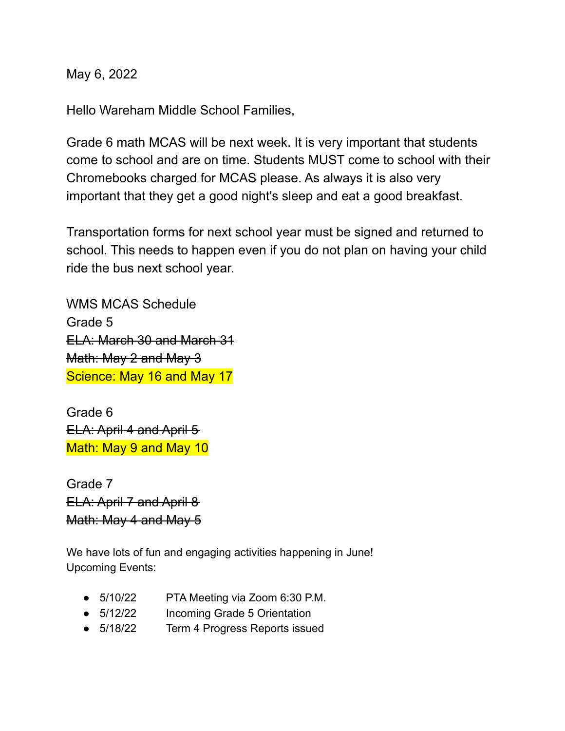May 6, 2022

Hello Wareham Middle School Families,

Grade 6 math MCAS will be next week. It is very important that students come to school and are on time. Students MUST come to school with their Chromebooks charged for MCAS please. As always it is also very important that they get a good night's sleep and eat a good breakfast.

Transportation forms for next school year must be signed and returned to school. This needs to happen even if you do not plan on having your child ride the bus next school year.

WMS MCAS Schedule

Grade 5
~~ELA: March 30 and March 31~~
~~Math: May 2 and May 3~~
Science: May 16 and May 17

Grade 6
~~ELA: April 4 and April 5~~
Math: May 9 and May 10

Grade 7
~~ELA: April 7 and April 8~~
~~Math: May 4 and May 5~~

We have lots of fun and engaging activities happening in June!
Upcoming Events:

- 5/10/22 PTA Meeting via Zoom 6:30 P.M.
- 5/12/22 Incoming Grade 5 Orientation
- 5/18/22 Term 4 Progress Reports issued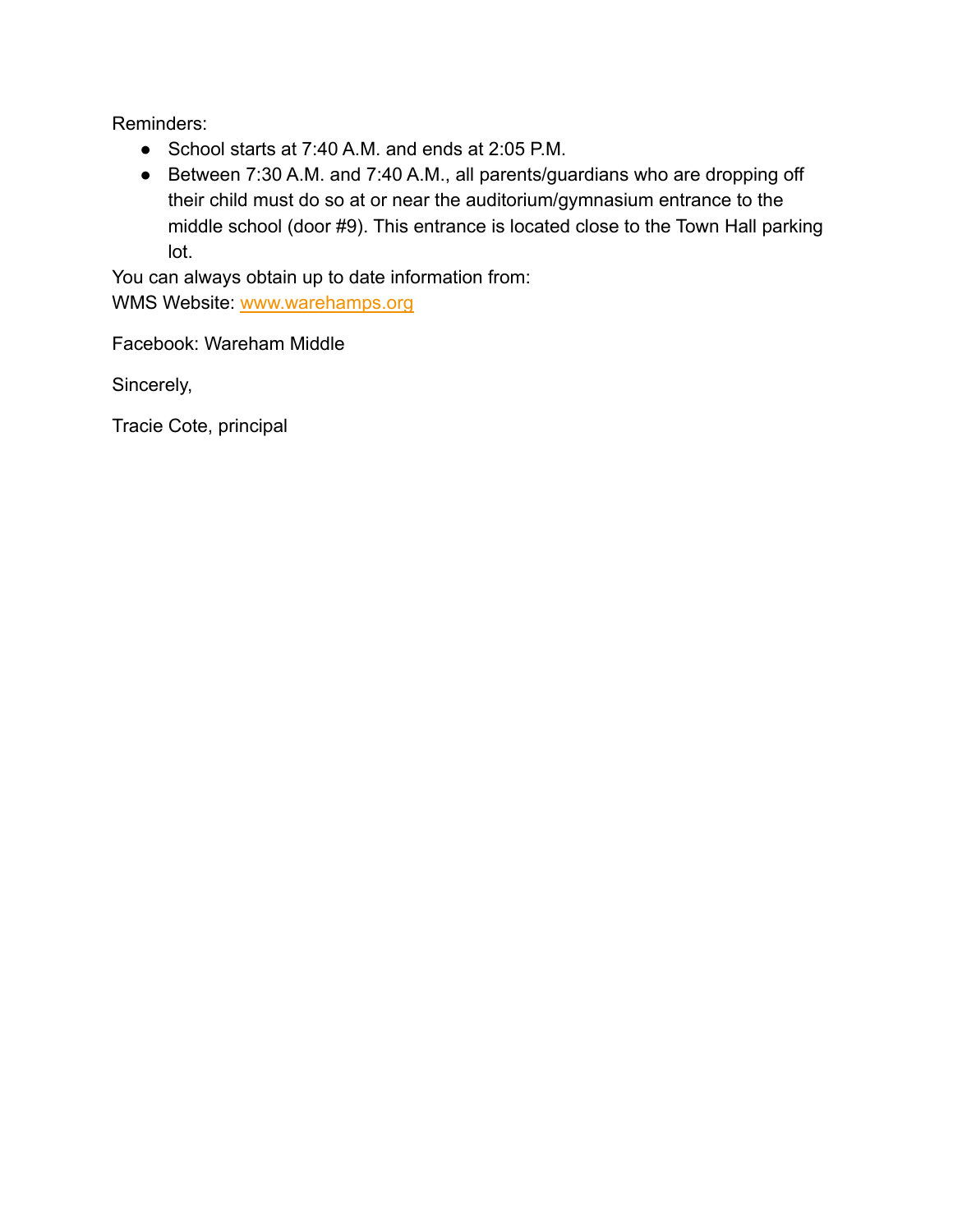Reminders:

- School starts at 7:40 A.M. and ends at 2:05 P.M.
- Between 7:30 A.M. and 7:40 A.M., all parents/guardians who are dropping off their child must do so at or near the auditorium/gymnasium entrance to the middle school (door #9). This entrance is located close to the Town Hall parking lot.

You can always obtain up to date information from:
WMS Website: [www.warehamps.org](http://www.warehamps.org)

Facebook: Wareham Middle

Sincerely,

Tracie Cote, principal